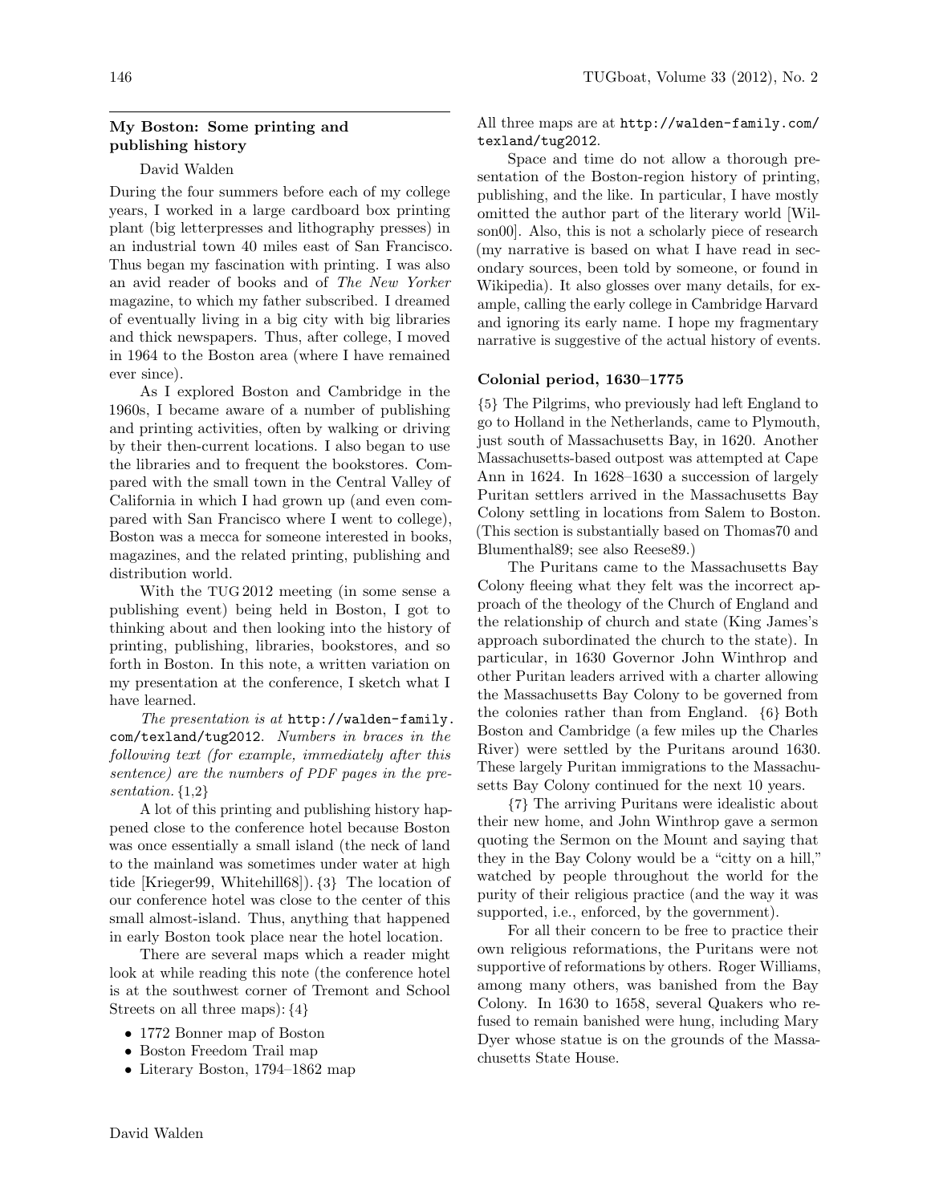## My Boston: Some printing and publishing history

David Walden

During the four summers before each of my college years, I worked in a large cardboard box printing plant (big letterpresses and lithography presses) in an industrial town 40 miles east of San Francisco. Thus began my fascination with printing. I was also an avid reader of books and of *The New Yorker* magazine, to which my father subscribed. I dreamed of eventually living in a big city with big libraries and thick newspapers. Thus, after college, I moved in 1964 to the Boston area (where I have remained ever since).

As I explored Boston and Cambridge in the 1960s, I became aware of a number of publishing and printing activities, often by walking or driving by their then-current locations. I also began to use the libraries and to frequent the bookstores. Compared with the small town in the Central Valley of California in which I had grown up (and even compared with San Francisco where I went to college), Boston was a mecca for someone interested in books, magazines, and the related printing, publishing and distribution world.

With the TUG 2012 meeting (in some sense a publishing event) being held in Boston, I got to thinking about and then looking into the history of printing, publishing, libraries, bookstores, and so forth in Boston. In this note, a written variation on my presentation at the conference, I sketch what I have learned.

*The presentation is at* `http://walden-family.com/texland/tug2012`. *Numbers in braces in the following text (for example, immediately after this sentence) are the numbers of PDF pages in the presentation.* {1,2}

A lot of this printing and publishing history happened close to the conference hotel because Boston was once essentially a small island (the neck of land to the mainland was sometimes under water at high tide [Krieger99, Whitehill68]). {3} The location of our conference hotel was close to the center of this small almost-island. Thus, anything that happened in early Boston took place near the hotel location.

There are several maps which a reader might look at while reading this note (the conference hotel is at the southwest corner of Tremont and School Streets on all three maps): {4}

- 1772 Bonner map of Boston
- Boston Freedom Trail map
- Literary Boston, 1794–1862 map

All three maps are at `http://walden-family.com/texland/tug2012`.

Space and time do not allow a thorough presentation of the Boston-region history of printing, publishing, and the like. In particular, I have mostly omitted the author part of the literary world [Wilson00]. Also, this is not a scholarly piece of research (my narrative is based on what I have read in secondary sources, been told by someone, or found in Wikipedia). It also glosses over many details, for example, calling the early college in Cambridge Harvard and ignoring its early name. I hope my fragmentary narrative is suggestive of the actual history of events.

### Colonial period, 1630–1775

{5} The Pilgrims, who previously had left England to go to Holland in the Netherlands, came to Plymouth, just south of Massachusetts Bay, in 1620. Another Massachusetts-based outpost was attempted at Cape Ann in 1624. In 1628–1630 a succession of largely Puritan settlers arrived in the Massachusetts Bay Colony settling in locations from Salem to Boston. (This section is substantially based on Thomas70 and Blumenthal89; see also Reese89.)

The Puritans came to the Massachusetts Bay Colony fleeing what they felt was the incorrect approach of the theology of the Church of England and the relationship of church and state (King James's approach subordinated the church to the state). In particular, in 1630 Governor John Winthrop and other Puritan leaders arrived with a charter allowing the Massachusetts Bay Colony to be governed from the colonies rather than from England. {6} Both Boston and Cambridge (a few miles up the Charles River) were settled by the Puritans around 1630. These largely Puritan immigrations to the Massachusetts Bay Colony continued for the next 10 years.

{7} The arriving Puritans were idealistic about their new home, and John Winthrop gave a sermon quoting the Sermon on the Mount and saying that they in the Bay Colony would be a "citty on a hill," watched by people throughout the world for the purity of their religious practice (and the way it was supported, i.e., enforced, by the government).

For all their concern to be free to practice their own religious reformations, the Puritans were not supportive of reformations by others. Roger Williams, among many others, was banished from the Bay Colony. In 1630 to 1658, several Quakers who refused to remain banished were hung, including Mary Dyer whose statue is on the grounds of the Massachusetts State House.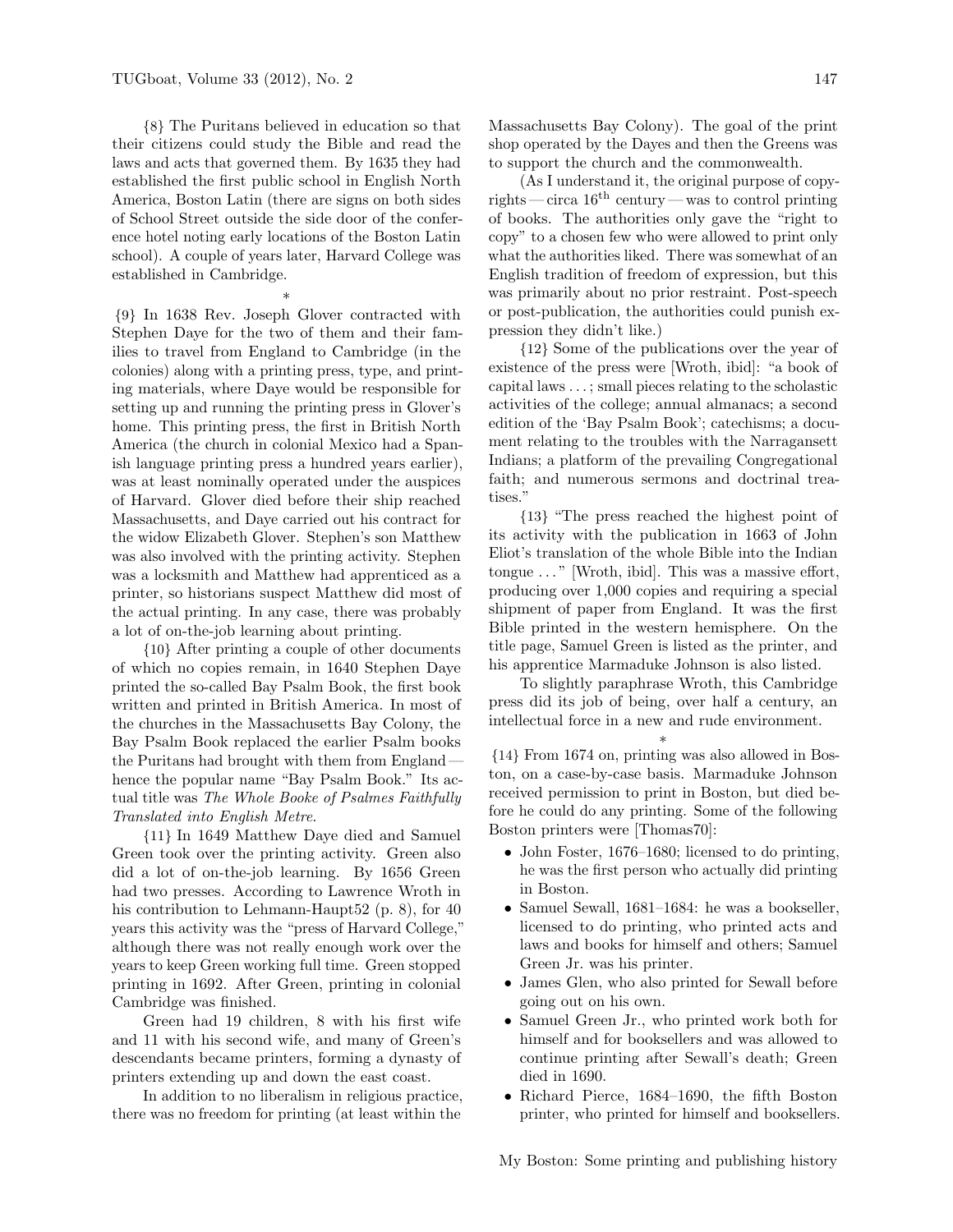{8} The Puritans believed in education so that their citizens could study the Bible and read the laws and acts that governed them. By 1635 they had established the first public school in English North America, Boston Latin (there are signs on both sides of School Street outside the side door of the conference hotel noting early locations of the Boston Latin school). A couple of years later, Harvard College was established in Cambridge.

*

{9} In 1638 Rev. Joseph Glover contracted with Stephen Daye for the two of them and their families to travel from England to Cambridge (in the colonies) along with a printing press, type, and printing materials, where Daye would be responsible for setting up and running the printing press in Glover's home. This printing press, the first in British North America (the church in colonial Mexico had a Spanish language printing press a hundred years earlier), was at least nominally operated under the auspices of Harvard. Glover died before their ship reached Massachusetts, and Daye carried out his contract for the widow Elizabeth Glover. Stephen's son Matthew was also involved with the printing activity. Stephen was a locksmith and Matthew had apprenticed as a printer, so historians suspect Matthew did most of the actual printing. In any case, there was probably a lot of on-the-job learning about printing.

{10} After printing a couple of other documents of which no copies remain, in 1640 Stephen Daye printed the so-called Bay Psalm Book, the first book written and printed in British America. In most of the churches in the Massachusetts Bay Colony, the Bay Psalm Book replaced the earlier Psalm books the Puritans had brought with them from England — hence the popular name "Bay Psalm Book." Its actual title was *The Whole Booke of Psalmes Faithfully Translated into English Metre*.

{11} In 1649 Matthew Daye died and Samuel Green took over the printing activity. Green also did a lot of on-the-job learning. By 1656 Green had two presses. According to Lawrence Wroth in his contribution to Lehmann-Haupt52 (p. 8), for 40 years this activity was the "press of Harvard College," although there was not really enough work over the years to keep Green working full time. Green stopped printing in 1692. After Green, printing in colonial Cambridge was finished.

Green had 19 children, 8 with his first wife and 11 with his second wife, and many of Green's descendants became printers, forming a dynasty of printers extending up and down the east coast.

In addition to no liberalism in religious practice, there was no freedom for printing (at least within the Massachusetts Bay Colony). The goal of the print shop operated by the Dayes and then the Greens was to support the church and the commonwealth.

(As I understand it, the original purpose of copyrights — circa 16th century — was to control printing of books. The authorities only gave the "right to copy" to a chosen few who were allowed to print only what the authorities liked. There was somewhat of an English tradition of freedom of expression, but this was primarily about no prior restraint. Post-speech or post-publication, the authorities could punish expression they didn't like.)

{12} Some of the publications over the year of existence of the press were [Wroth, ibid]: "a book of capital laws . . . ; small pieces relating to the scholastic activities of the college; annual almanacs; a second edition of the 'Bay Psalm Book'; catechisms; a document relating to the troubles with the Narragansett Indians; a platform of the prevailing Congregational faith; and numerous sermons and doctrinal treatises."

{13} "The press reached the highest point of its activity with the publication in 1663 of John Eliot's translation of the whole Bible into the Indian tongue . . . " [Wroth, ibid]. This was a massive effort, producing over 1,000 copies and requiring a special shipment of paper from England. It was the first Bible printed in the western hemisphere. On the title page, Samuel Green is listed as the printer, and his apprentice Marmaduke Johnson is also listed.

To slightly paraphrase Wroth, this Cambridge press did its job of being, over half a century, an intellectual force in a new and rude environment.

*

{14} From 1674 on, printing was also allowed in Boston, on a case-by-case basis. Marmaduke Johnson received permission to print in Boston, but died before he could do any printing. Some of the following Boston printers were [Thomas70]:

- John Foster, 1676–1680; licensed to do printing, he was the first person who actually did printing in Boston.
- Samuel Sewall, 1681–1684: he was a bookseller, licensed to do printing, who printed acts and laws and books for himself and others; Samuel Green Jr. was his printer.
- James Glen, who also printed for Sewall before going out on his own.
- Samuel Green Jr., who printed work both for himself and for booksellers and was allowed to continue printing after Sewall's death; Green died in 1690.
- Richard Pierce, 1684–1690, the fifth Boston printer, who printed for himself and booksellers.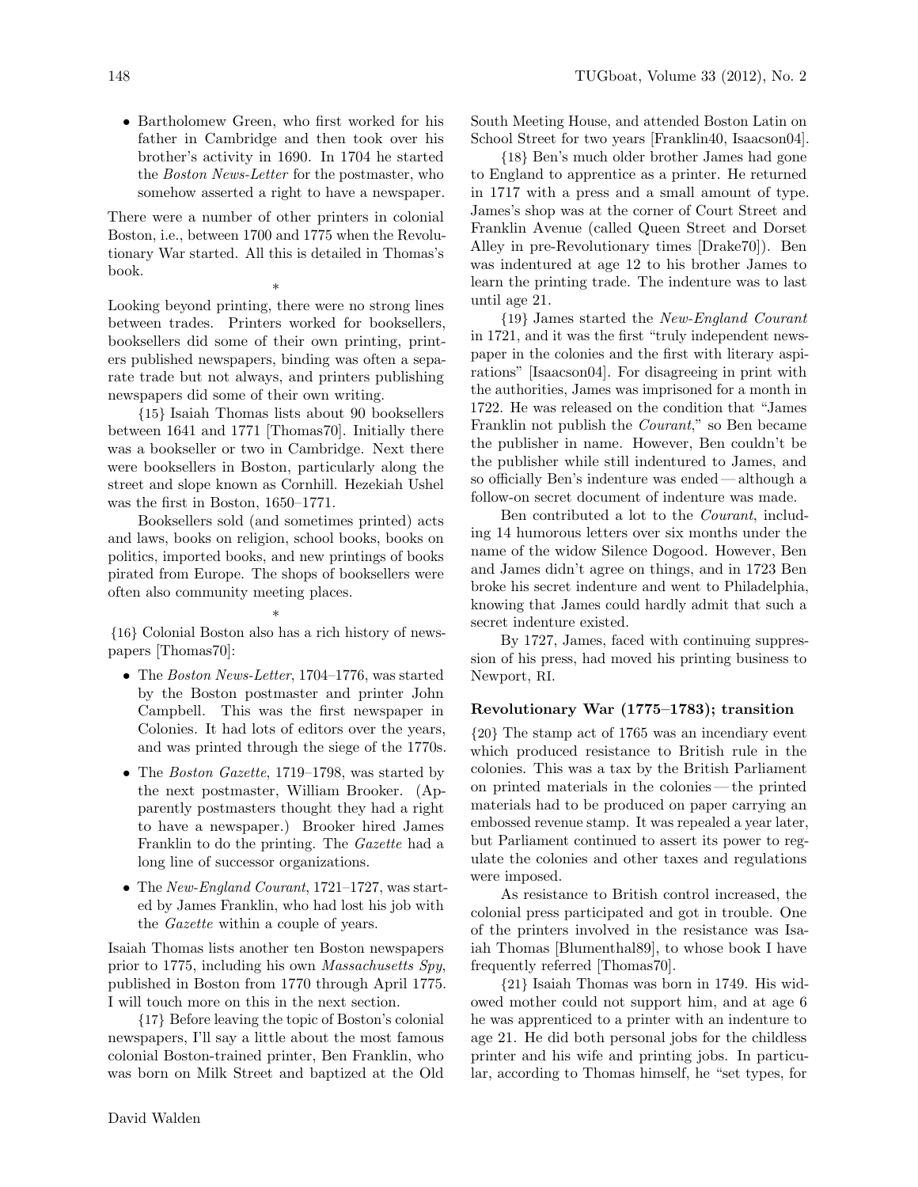- Bartholomew Green, who first worked for his father in Cambridge and then took over his brother's activity in 1690. In 1704 he started the *Boston News-Letter* for the postmaster, who somehow asserted a right to have a newspaper.

There were a number of other printers in colonial Boston, i.e., between 1700 and 1775 when the Revolutionary War started. All this is detailed in Thomas's book.

*

Looking beyond printing, there were no strong lines between trades. Printers worked for booksellers, booksellers did some of their own printing, printers published newspapers, binding was often a separate trade but not always, and printers publishing newspapers did some of their own writing.

{15} Isaiah Thomas lists about 90 booksellers between 1641 and 1771 [Thomas70]. Initially there was a bookseller or two in Cambridge. Next there were booksellers in Boston, particularly along the street and slope known as Cornhill. Hezekiah Ushel was the first in Boston, 1650–1771.

Booksellers sold (and sometimes printed) acts and laws, books on religion, school books, books on politics, imported books, and new printings of books pirated from Europe. The shops of booksellers were often also community meeting places.

*

{16} Colonial Boston also has a rich history of newspapers [Thomas70]:

- The *Boston News-Letter*, 1704–1776, was started by the Boston postmaster and printer John Campbell. This was the first newspaper in Colonies. It had lots of editors over the years, and was printed through the siege of the 1770s.
- The *Boston Gazette*, 1719–1798, was started by the next postmaster, William Brooker. (Apparently postmasters thought they had a right to have a newspaper.) Brooker hired James Franklin to do the printing. The *Gazette* had a long line of successor organizations.
- The *New-England Courant*, 1721–1727, was started by James Franklin, who had lost his job with the *Gazette* within a couple of years.

Isaiah Thomas lists another ten Boston newspapers prior to 1775, including his own *Massachusetts Spy*, published in Boston from 1770 through April 1775. I will touch more on this in the next section.

{17} Before leaving the topic of Boston's colonial newspapers, I'll say a little about the most famous colonial Boston-trained printer, Ben Franklin, who was born on Milk Street and baptized at the Old South Meeting House, and attended Boston Latin on School Street for two years [Franklin40, Isaacson04].

{18} Ben's much older brother James had gone to England to apprentice as a printer. He returned in 1717 with a press and a small amount of type. James's shop was at the corner of Court Street and Franklin Avenue (called Queen Street and Dorset Alley in pre-Revolutionary times [Drake70]). Ben was indentured at age 12 to his brother James to learn the printing trade. The indenture was to last until age 21.

{19} James started the *New-England Courant* in 1721, and it was the first "truly independent newspaper in the colonies and the first with literary aspirations" [Isaacson04]. For disagreeing in print with the authorities, James was imprisoned for a month in 1722. He was released on the condition that "James Franklin not publish the *Courant*," so Ben became the publisher in name. However, Ben couldn't be the publisher while still indentured to James, and so officially Ben's indenture was ended — although a follow-on secret document of indenture was made.

Ben contributed a lot to the *Courant*, including 14 humorous letters over six months under the name of the widow Silence Dogood. However, Ben and James didn't agree on things, and in 1723 Ben broke his secret indenture and went to Philadelphia, knowing that James could hardly admit that such a secret indenture existed.

By 1727, James, faced with continuing suppression of his press, had moved his printing business to Newport, RI.

### Revolutionary War (1775–1783); transition

{20} The stamp act of 1765 was an incendiary event which produced resistance to British rule in the colonies. This was a tax by the British Parliament on printed materials in the colonies — the printed materials had to be produced on paper carrying an embossed revenue stamp. It was repealed a year later, but Parliament continued to assert its power to regulate the colonies and other taxes and regulations were imposed.

As resistance to British control increased, the colonial press participated and got in trouble. One of the printers involved in the resistance was Isaiah Thomas [Blumenthal89], to whose book I have frequently referred [Thomas70].

{21} Isaiah Thomas was born in 1749. His widowed mother could not support him, and at age 6 he was apprenticed to a printer with an indenture to age 21. He did both personal jobs for the childless printer and his wife and printing jobs. In particular, according to Thomas himself, he "set types, for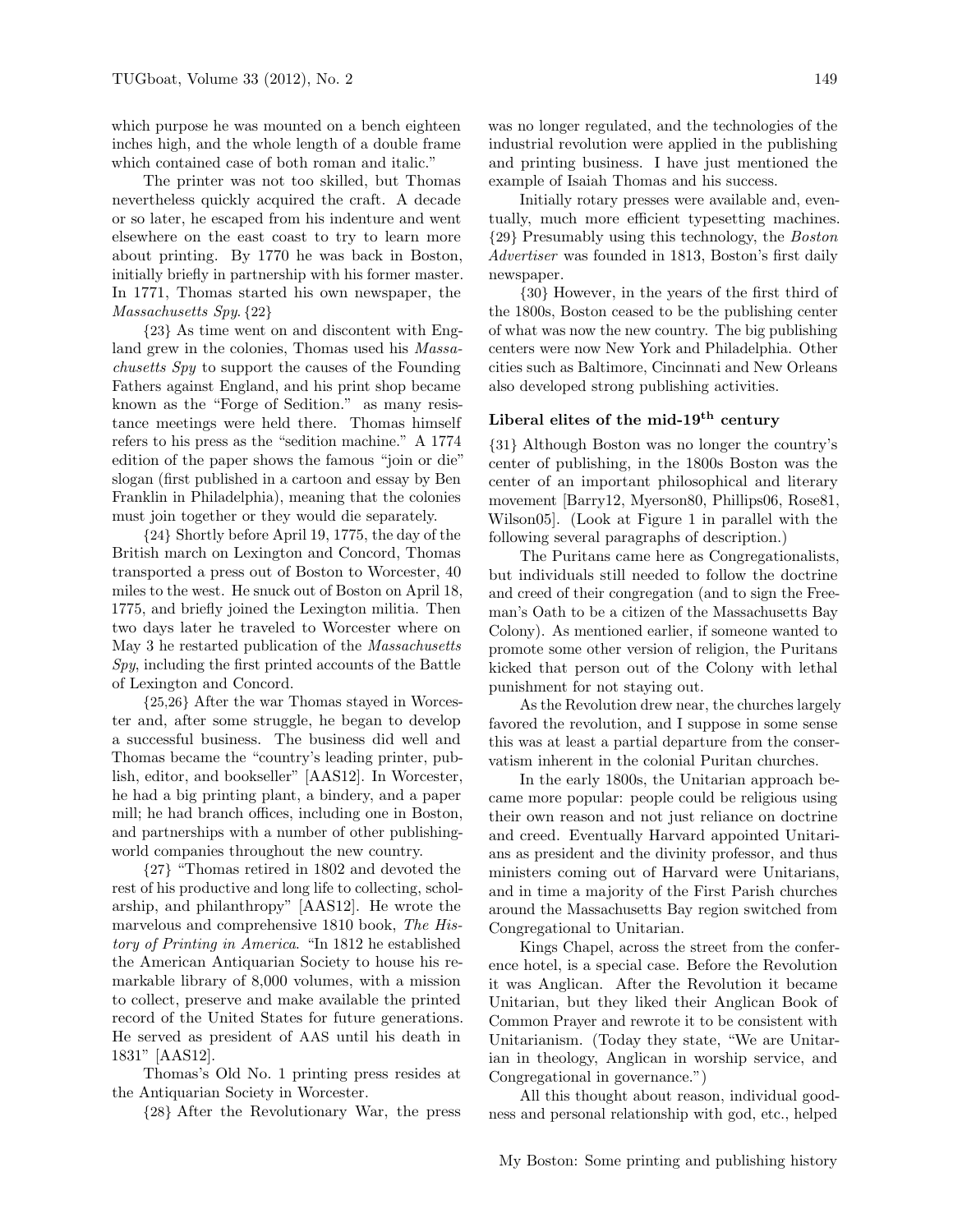which purpose he was mounted on a bench eighteen inches high, and the whole length of a double frame which contained case of both roman and italic."

The printer was not too skilled, but Thomas nevertheless quickly acquired the craft. A decade or so later, he escaped from his indenture and went elsewhere on the east coast to try to learn more about printing. By 1770 he was back in Boston, initially briefly in partnership with his former master. In 1771, Thomas started his own newspaper, the *Massachusetts Spy*. {22}

{23} As time went on and discontent with England grew in the colonies, Thomas used his *Massachusetts Spy* to support the causes of the Founding Fathers against England, and his print shop became known as the "Forge of Sedition." as many resistance meetings were held there. Thomas himself refers to his press as the "sedition machine." A 1774 edition of the paper shows the famous "join or die" slogan (first published in a cartoon and essay by Ben Franklin in Philadelphia), meaning that the colonies must join together or they would die separately.

{24} Shortly before April 19, 1775, the day of the British march on Lexington and Concord, Thomas transported a press out of Boston to Worcester, 40 miles to the west. He snuck out of Boston on April 18, 1775, and briefly joined the Lexington militia. Then two days later he traveled to Worcester where on May 3 he restarted publication of the *Massachusetts Spy*, including the first printed accounts of the Battle of Lexington and Concord.

{25,26} After the war Thomas stayed in Worcester and, after some struggle, he began to develop a successful business. The business did well and Thomas became the "country's leading printer, publish, editor, and bookseller" [AAS12]. In Worcester, he had a big printing plant, a bindery, and a paper mill; he had branch offices, including one in Boston, and partnerships with a number of other publishing-world companies throughout the new country.

{27} "Thomas retired in 1802 and devoted the rest of his productive and long life to collecting, scholarship, and philanthropy" [AAS12]. He wrote the marvelous and comprehensive 1810 book, *The History of Printing in America*. "In 1812 he established the American Antiquarian Society to house his remarkable library of 8,000 volumes, with a mission to collect, preserve and make available the printed record of the United States for future generations. He served as president of AAS until his death in 1831" [AAS12].

Thomas's Old No. 1 printing press resides at the Antiquarian Society in Worcester.

{28} After the Revolutionary War, the press was no longer regulated, and the technologies of the industrial revolution were applied in the publishing and printing business. I have just mentioned the example of Isaiah Thomas and his success.

Initially rotary presses were available and, eventually, much more efficient typesetting machines. {29} Presumably using this technology, the *Boston Advertiser* was founded in 1813, Boston's first daily newspaper.

{30} However, in the years of the first third of the 1800s, Boston ceased to be the publishing center of what was now the new country. The big publishing centers were now New York and Philadelphia. Other cities such as Baltimore, Cincinnati and New Orleans also developed strong publishing activities.

## Liberal elites of the mid-19th century

{31} Although Boston was no longer the country's center of publishing, in the 1800s Boston was the center of an important philosophical and literary movement [Barry12, Myerson80, Phillips06, Rose81, Wilson05]. (Look at Figure 1 in parallel with the following several paragraphs of description.)

The Puritans came here as Congregationalists, but individuals still needed to follow the doctrine and creed of their congregation (and to sign the Freeman's Oath to be a citizen of the Massachusetts Bay Colony). As mentioned earlier, if someone wanted to promote some other version of religion, the Puritans kicked that person out of the Colony with lethal punishment for not staying out.

As the Revolution drew near, the churches largely favored the revolution, and I suppose in some sense this was at least a partial departure from the conservatism inherent in the colonial Puritan churches.

In the early 1800s, the Unitarian approach became more popular: people could be religious using their own reason and not just reliance on doctrine and creed. Eventually Harvard appointed Unitarians as president and the divinity professor, and thus ministers coming out of Harvard were Unitarians, and in time a majority of the First Parish churches around the Massachusetts Bay region switched from Congregational to Unitarian.

Kings Chapel, across the street from the conference hotel, is a special case. Before the Revolution it was Anglican. After the Revolution it became Unitarian, but they liked their Anglican Book of Common Prayer and rewrote it to be consistent with Unitarianism. (Today they state, "We are Unitarian in theology, Anglican in worship service, and Congregational in governance.")

All this thought about reason, individual goodness and personal relationship with god, etc., helped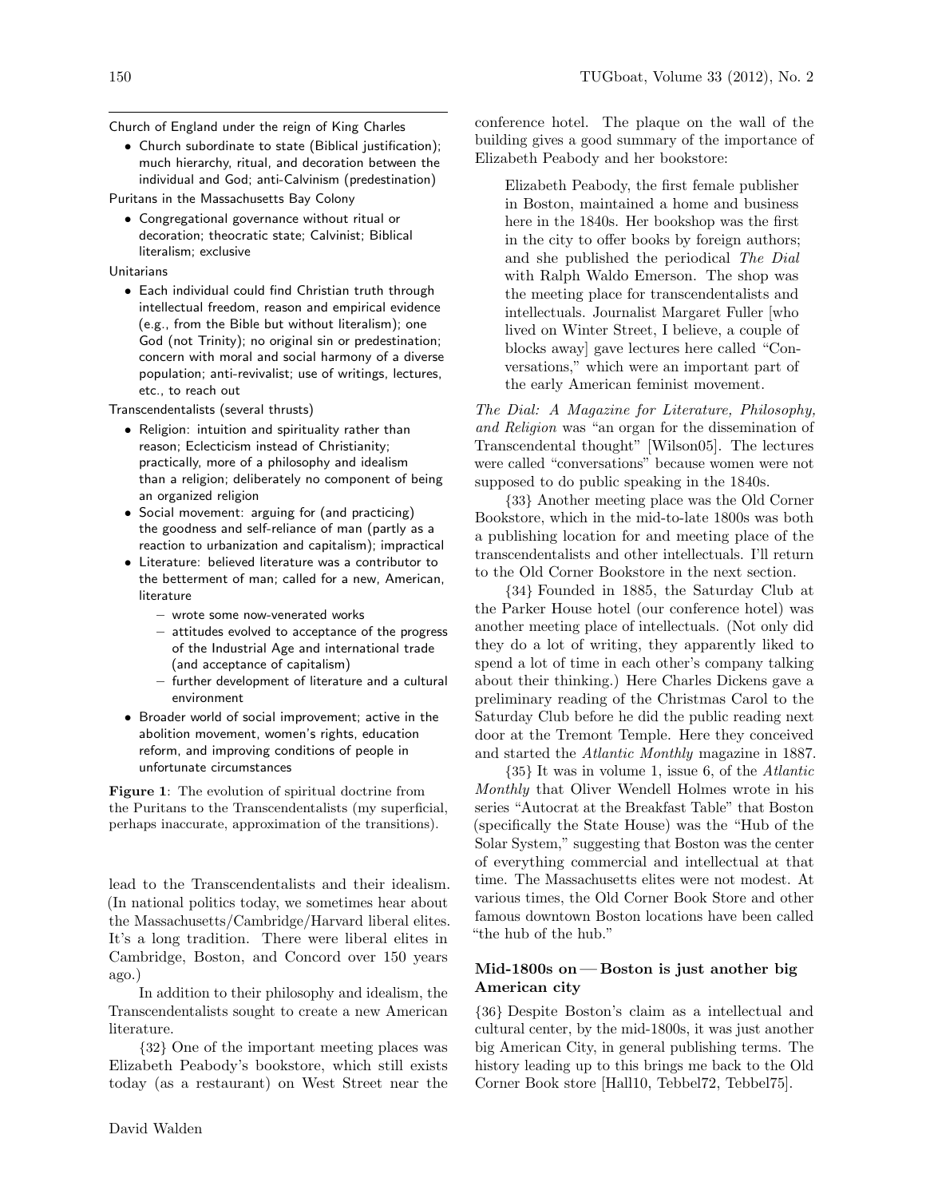Church of England under the reign of King Charles

- Church subordinate to state (Biblical justification); much hierarchy, ritual, and decoration between the individual and God; anti-Calvinism (predestination)

Puritans in the Massachusetts Bay Colony

- Congregational governance without ritual or decoration; theocratic state; Calvinist; Biblical literalism; exclusive

Unitarians

- Each individual could find Christian truth through intellectual freedom, reason and empirical evidence (e.g., from the Bible but without literalism); one God (not Trinity); no original sin or predestination; concern with moral and social harmony of a diverse population; anti-revivalist; use of writings, lectures, etc., to reach out

Transcendentalists (several thrusts)

- Religion: intuition and spirituality rather than reason; Eclecticism instead of Christianity; practically, more of a philosophy and idealism than a religion; deliberately no component of being an organized religion
- Social movement: arguing for (and practicing) the goodness and self-reliance of man (partly as a reaction to urbanization and capitalism); impractical
- Literature: believed literature was a contributor to the betterment of man; called for a new, American, literature
  - wrote some now-venerated works
  - attitudes evolved to acceptance of the progress of the Industrial Age and international trade (and acceptance of capitalism)
  - further development of literature and a cultural environment
- Broader world of social improvement; active in the abolition movement, women's rights, education reform, and improving conditions of people in unfortunate circumstances

**Figure 1**: The evolution of spiritual doctrine from the Puritans to the Transcendentalists (my superficial, perhaps inaccurate, approximation of the transitions).

lead to the Transcendentalists and their idealism. (In national politics today, we sometimes hear about the Massachusetts/Cambridge/Harvard liberal elites. It's a long tradition. There were liberal elites in Cambridge, Boston, and Concord over 150 years ago.)

In addition to their philosophy and idealism, the Transcendentalists sought to create a new American literature.

{32} One of the important meeting places was Elizabeth Peabody's bookstore, which still exists today (as a restaurant) on West Street near the conference hotel. The plaque on the wall of the building gives a good summary of the importance of Elizabeth Peabody and her bookstore:

> Elizabeth Peabody, the first female publisher in Boston, maintained a home and business here in the 1840s. Her bookshop was the first in the city to offer books by foreign authors; and she published the periodical *The Dial* with Ralph Waldo Emerson. The shop was the meeting place for transcendentalists and intellectuals. Journalist Margaret Fuller [who lived on Winter Street, I believe, a couple of blocks away] gave lectures here called "Conversations," which were an important part of the early American feminist movement.

*The Dial: A Magazine for Literature, Philosophy, and Religion* was "an organ for the dissemination of Transcendental thought" [Wilson05]. The lectures were called "conversations" because women were not supposed to do public speaking in the 1840s.

{33} Another meeting place was the Old Corner Bookstore, which in the mid-to-late 1800s was both a publishing location for and meeting place of the transcendentalists and other intellectuals. I'll return to the Old Corner Bookstore in the next section.

{34} Founded in 1885, the Saturday Club at the Parker House hotel (our conference hotel) was another meeting place of intellectuals. (Not only did they do a lot of writing, they apparently liked to spend a lot of time in each other's company talking about their thinking.) Here Charles Dickens gave a preliminary reading of the Christmas Carol to the Saturday Club before he did the public reading next door at the Tremont Temple. Here they conceived and started the *Atlantic Monthly* magazine in 1887.

{35} It was in volume 1, issue 6, of the *Atlantic Monthly* that Oliver Wendell Holmes wrote in his series "Autocrat at the Breakfast Table" that Boston (specifically the State House) was the "Hub of the Solar System," suggesting that Boston was the center of everything commercial and intellectual at that time. The Massachusetts elites were not modest. At various times, the Old Corner Book Store and other famous downtown Boston locations have been called "the hub of the hub."

### Mid-1800s on — Boston is just another big American city

{36} Despite Boston's claim as a intellectual and cultural center, by the mid-1800s, it was just another big American City, in general publishing terms. The history leading up to this brings me back to the Old Corner Book store [Hall10, Tebbel72, Tebbel75].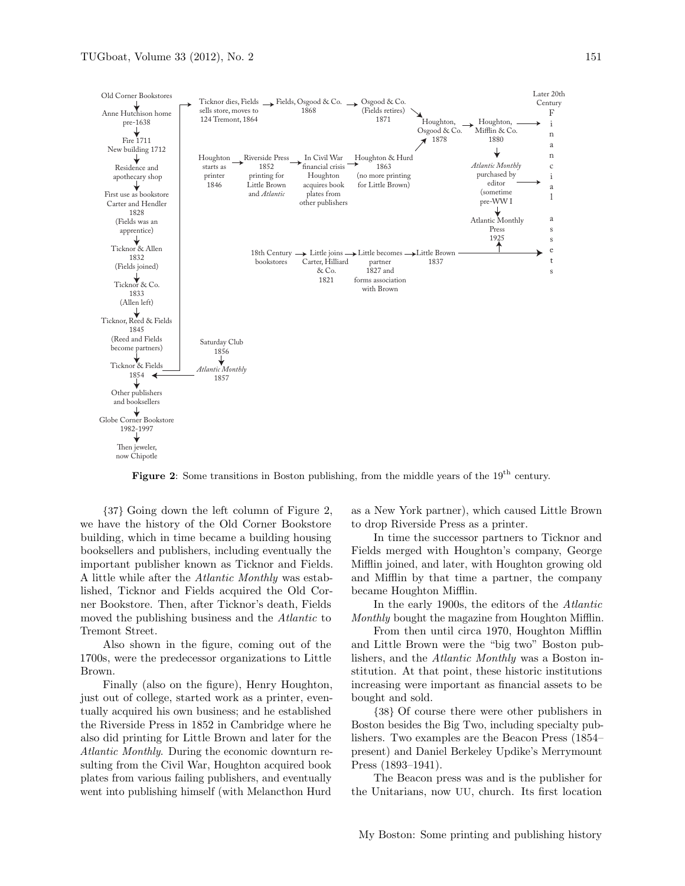Old Corner Bookstores → Anne Hutchison home pre-1638 → Fire 1711 New building 1712 → Residence and apothecary shop → First use as bookstore Carter and Hendler 1828 (Fields was an apprentice) → Ticknor & Allen 1832 (Fields joined) → Ticknor & Co. 1833 (Allen left) → Ticknor, Reed & Fields 1845 (Reed and Fields become partners) → Ticknor & Fields 1854 → Other publishers and booksellers → Globe Corner Bookstore 1982–1997 → Then jeweler, now Chipotle

Ticknor dies, Fields sells store, moves to 124 Tremont, 1864 → Fields, Osgood & Co. 1868 → Osgood & Co. (Fields retires) 1871 → Houghton, Osgood & Co. 1878 → Houghton, Mifflin & Co. 1880 → Later 20th Century Financial assets

Houghton starts as printer 1846 → Riverside Press 1852 printing for Little Brown and *Atlantic* → In Civil War financial crisis Houghton acquires book plates from other publishers → Houghton & Hurd 1863 (no more printing for Little Brown) → Houghton, Osgood & Co. 1878

Houghton, Mifflin & Co. 1880 → *Atlantic Monthly* purchased by editor (sometime pre-WW I) → Atlantic Monthly Press 1925

18th Century bookstores → Little joins Carter, Hilliard & Co. 1821 → Little becomes partner 1827 and forms association with Brown → Little Brown 1837 → Financial assets

Saturday Club 1856 → *Atlantic Monthly* 1857 → Ticknor & Fields 1854

**Figure 2**: Some transitions in Boston publishing, from the middle years of the 19th century.

{37} Going down the left column of Figure 2, we have the history of the Old Corner Bookstore building, which in time became a building housing booksellers and publishers, including eventually the important publisher known as Ticknor and Fields. A little while after the *Atlantic Monthly* was established, Ticknor and Fields acquired the Old Corner Bookstore. Then, after Ticknor's death, Fields moved the publishing business and the *Atlantic* to Tremont Street.

Also shown in the figure, coming out of the 1700s, were the predecessor organizations to Little Brown.

Finally (also on the figure), Henry Houghton, just out of college, started work as a printer, eventually acquired his own business; and he established the Riverside Press in 1852 in Cambridge where he also did printing for Little Brown and later for the *Atlantic Monthly*. During the economic downturn resulting from the Civil War, Houghton acquired book plates from various failing publishers, and eventually went into publishing himself (with Melancthon Hurd as a New York partner), which caused Little Brown to drop Riverside Press as a printer.

In time the successor partners to Ticknor and Fields merged with Houghton's company, George Mifflin joined, and later, with Houghton growing old and Mifflin by that time a partner, the company became Houghton Mifflin.

In the early 1900s, the editors of the *Atlantic Monthly* bought the magazine from Houghton Mifflin.

From then until circa 1970, Houghton Mifflin and Little Brown were the "big two" Boston publishers, and the *Atlantic Monthly* was a Boston institution. At that point, these historic institutions increasing were important as financial assets to be bought and sold.

{38} Of course there were other publishers in Boston besides the Big Two, including specialty publishers. Two examples are the Beacon Press (1854–present) and Daniel Berkeley Updike's Merrymount Press (1893–1941).

The Beacon press was and is the publisher for the Unitarians, now UU, church. Its first location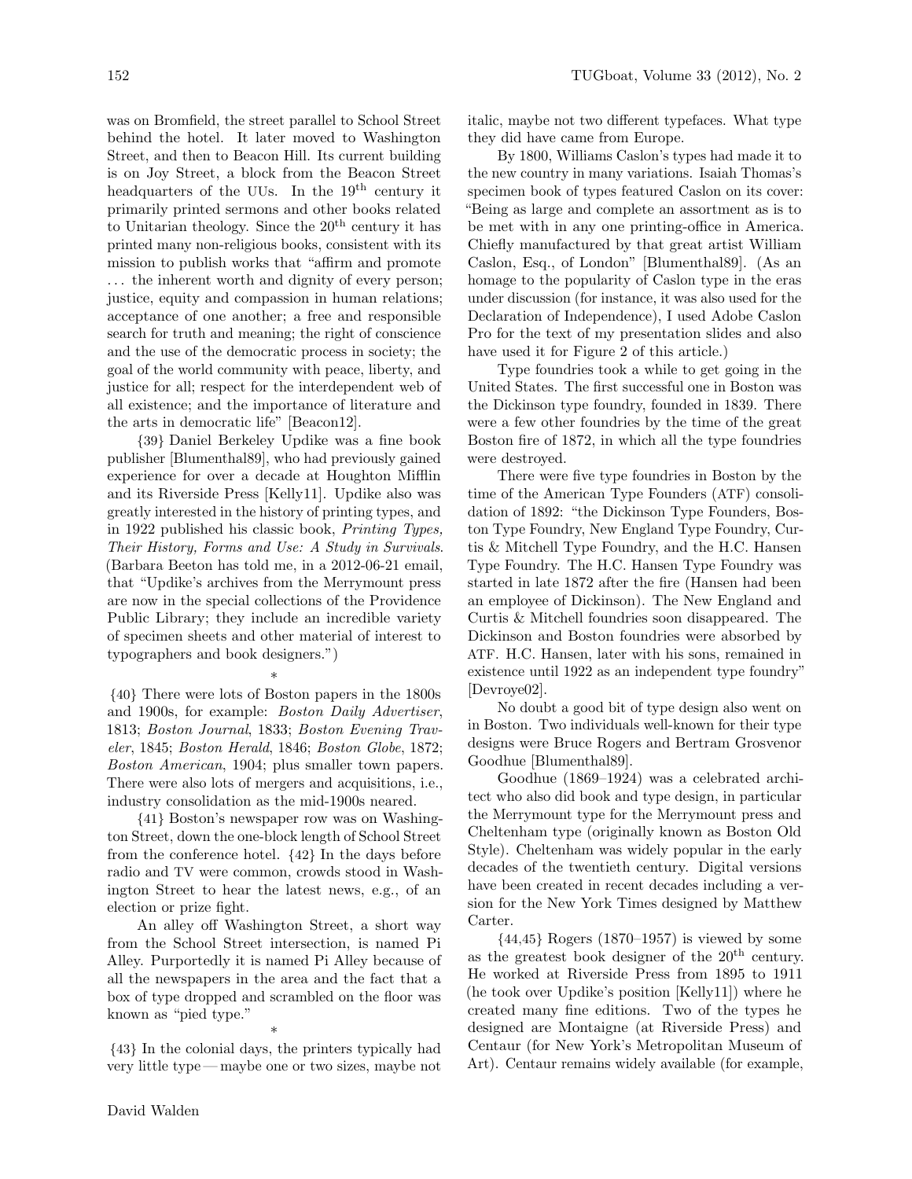was on Bromfield, the street parallel to School Street behind the hotel. It later moved to Washington Street, and then to Beacon Hill. Its current building is on Joy Street, a block from the Beacon Street headquarters of the UUs. In the 19th century it primarily printed sermons and other books related to Unitarian theology. Since the 20th century it has printed many non-religious books, consistent with its mission to publish works that "affirm and promote ... the inherent worth and dignity of every person; justice, equity and compassion in human relations; acceptance of one another; a free and responsible search for truth and meaning; the right of conscience and the use of the democratic process in society; the goal of the world community with peace, liberty, and justice for all; respect for the interdependent web of all existence; and the importance of literature and the arts in democratic life" [Beacon12].

{39} Daniel Berkeley Updike was a fine book publisher [Blumenthal89], who had previously gained experience for over a decade at Houghton Mifflin and its Riverside Press [Kelly11]. Updike also was greatly interested in the history of printing types, and in 1922 published his classic book, *Printing Types, Their History, Forms and Use: A Study in Survivals*. (Barbara Beeton has told me, in a 2012-06-21 email, that "Updike's archives from the Merrymount press are now in the special collections of the Providence Public Library; they include an incredible variety of specimen sheets and other material of interest to typographers and book designers.")

*

{40} There were lots of Boston papers in the 1800s and 1900s, for example: *Boston Daily Advertiser*, 1813; *Boston Journal*, 1833; *Boston Evening Traveler*, 1845; *Boston Herald*, 1846; *Boston Globe*, 1872; *Boston American*, 1904; plus smaller town papers. There were also lots of mergers and acquisitions, i.e., industry consolidation as the mid-1900s neared.

{41} Boston's newspaper row was on Washington Street, down the one-block length of School Street from the conference hotel. {42} In the days before radio and TV were common, crowds stood in Washington Street to hear the latest news, e.g., of an election or prize fight.

An alley off Washington Street, a short way from the School Street intersection, is named Pi Alley. Purportedly it is named Pi Alley because of all the newspapers in the area and the fact that a box of type dropped and scrambled on the floor was known as "pied type."

*

{43} In the colonial days, the printers typically had very little type — maybe one or two sizes, maybe not italic, maybe not two different typefaces. What type they did have came from Europe.

By 1800, Williams Caslon's types had made it to the new country in many variations. Isaiah Thomas's specimen book of types featured Caslon on its cover: "Being as large and complete an assortment as is to be met with in any one printing-office in America. Chiefly manufactured by that great artist William Caslon, Esq., of London" [Blumenthal89]. (As an homage to the popularity of Caslon type in the eras under discussion (for instance, it was also used for the Declaration of Independence), I used Adobe Caslon Pro for the text of my presentation slides and also have used it for Figure 2 of this article.)

Type foundries took a while to get going in the United States. The first successful one in Boston was the Dickinson type foundry, founded in 1839. There were a few other foundries by the time of the great Boston fire of 1872, in which all the type foundries were destroyed.

There were five type foundries in Boston by the time of the American Type Founders (ATF) consolidation of 1892: "the Dickinson Type Founders, Boston Type Foundry, New England Type Foundry, Curtis & Mitchell Type Foundry, and the H.C. Hansen Type Foundry. The H.C. Hansen Type Foundry was started in late 1872 after the fire (Hansen had been an employee of Dickinson). The New England and Curtis & Mitchell foundries soon disappeared. The Dickinson and Boston foundries were absorbed by ATF. H.C. Hansen, later with his sons, remained in existence until 1922 as an independent type foundry" [Devroye02].

No doubt a good bit of type design also went on in Boston. Two individuals well-known for their type designs were Bruce Rogers and Bertram Grosvenor Goodhue [Blumenthal89].

Goodhue (1869–1924) was a celebrated architect who also did book and type design, in particular the Merrymount type for the Merrymount press and Cheltenham type (originally known as Boston Old Style). Cheltenham was widely popular in the early decades of the twentieth century. Digital versions have been created in recent decades including a version for the New York Times designed by Matthew Carter.

{44,45} Rogers (1870–1957) is viewed by some as the greatest book designer of the 20th century. He worked at Riverside Press from 1895 to 1911 (he took over Updike's position [Kelly11]) where he created many fine editions. Two of the types he designed are Montaigne (at Riverside Press) and Centaur (for New York's Metropolitan Museum of Art). Centaur remains widely available (for example,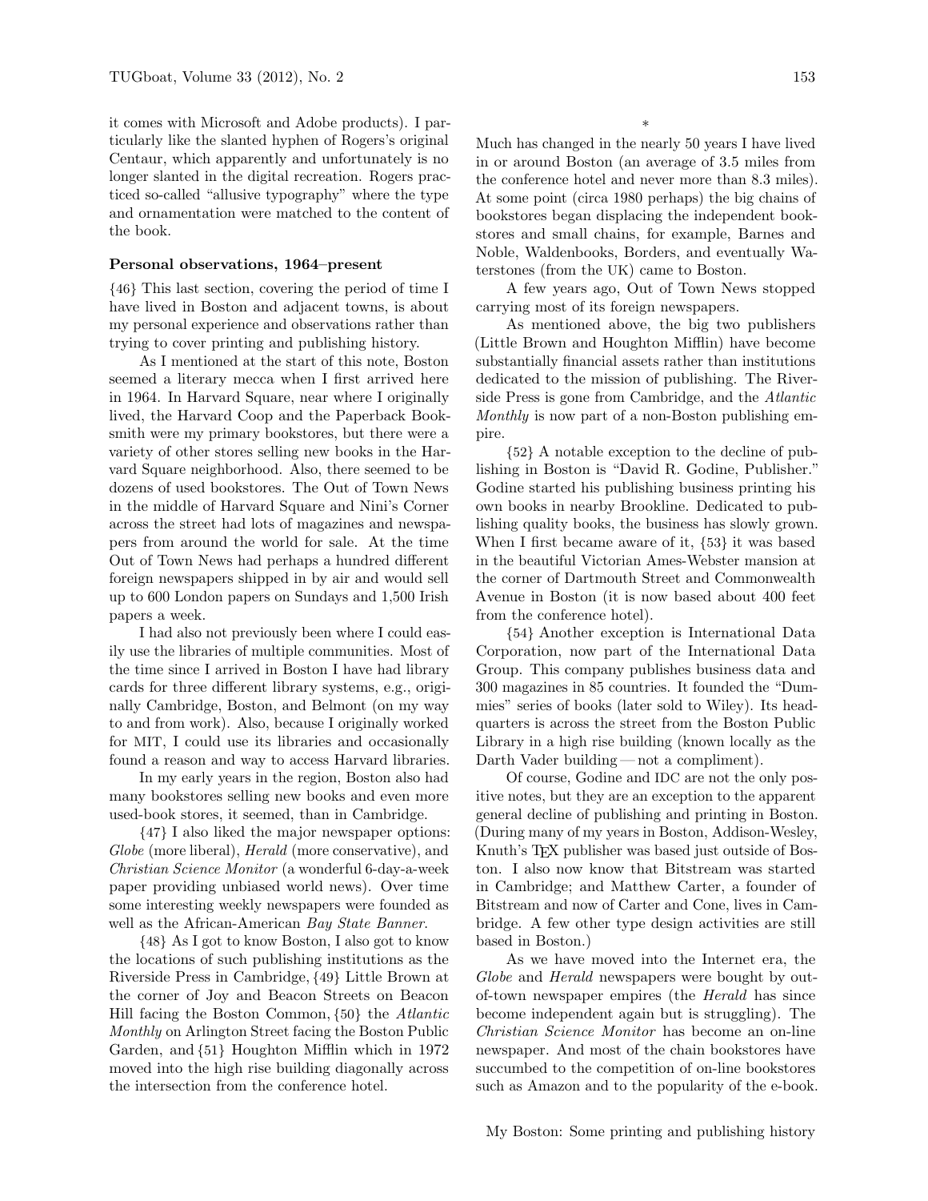it comes with Microsoft and Adobe products). I particularly like the slanted hyphen of Rogers's original Centaur, which apparently and unfortunately is no longer slanted in the digital recreation. Rogers practiced so-called "allusive typography" where the type and ornamentation were matched to the content of the book.

### Personal observations, 1964–present

{46} This last section, covering the period of time I have lived in Boston and adjacent towns, is about my personal experience and observations rather than trying to cover printing and publishing history.

As I mentioned at the start of this note, Boston seemed a literary mecca when I first arrived here in 1964. In Harvard Square, near where I originally lived, the Harvard Coop and the Paperback Booksmith were my primary bookstores, but there were a variety of other stores selling new books in the Harvard Square neighborhood. Also, there seemed to be dozens of used bookstores. The Out of Town News in the middle of Harvard Square and Nini's Corner across the street had lots of magazines and newspapers from around the world for sale. At the time Out of Town News had perhaps a hundred different foreign newspapers shipped in by air and would sell up to 600 London papers on Sundays and 1,500 Irish papers a week.

I had also not previously been where I could easily use the libraries of multiple communities. Most of the time since I arrived in Boston I have had library cards for three different library systems, e.g., originally Cambridge, Boston, and Belmont (on my way to and from work). Also, because I originally worked for MIT, I could use its libraries and occasionally found a reason and way to access Harvard libraries.

In my early years in the region, Boston also had many bookstores selling new books and even more used-book stores, it seemed, than in Cambridge.

{47} I also liked the major newspaper options: *Globe* (more liberal), *Herald* (more conservative), and *Christian Science Monitor* (a wonderful 6-day-a-week paper providing unbiased world news). Over time some interesting weekly newspapers were founded as well as the African-American *Bay State Banner*.

{48} As I got to know Boston, I also got to know the locations of such publishing institutions as the Riverside Press in Cambridge, {49} Little Brown at the corner of Joy and Beacon Streets on Beacon Hill facing the Boston Common, {50} the *Atlantic Monthly* on Arlington Street facing the Boston Public Garden, and {51} Houghton Mifflin which in 1972 moved into the high rise building diagonally across the intersection from the conference hotel.

\*

Much has changed in the nearly 50 years I have lived in or around Boston (an average of 3.5 miles from the conference hotel and never more than 8.3 miles). At some point (circa 1980 perhaps) the big chains of bookstores began displacing the independent bookstores and small chains, for example, Barnes and Noble, Waldenbooks, Borders, and eventually Waterstones (from the UK) came to Boston.

A few years ago, Out of Town News stopped carrying most of its foreign newspapers.

As mentioned above, the big two publishers (Little Brown and Houghton Mifflin) have become substantially financial assets rather than institutions dedicated to the mission of publishing. The Riverside Press is gone from Cambridge, and the *Atlantic Monthly* is now part of a non-Boston publishing empire.

{52} A notable exception to the decline of publishing in Boston is "David R. Godine, Publisher." Godine started his publishing business printing his own books in nearby Brookline. Dedicated to publishing quality books, the business has slowly grown. When I first became aware of it, {53} it was based in the beautiful Victorian Ames-Webster mansion at the corner of Dartmouth Street and Commonwealth Avenue in Boston (it is now based about 400 feet from the conference hotel).

{54} Another exception is International Data Corporation, now part of the International Data Group. This company publishes business data and 300 magazines in 85 countries. It founded the "Dummies" series of books (later sold to Wiley). Its headquarters is across the street from the Boston Public Library in a high rise building (known locally as the Darth Vader building — not a compliment).

Of course, Godine and IDC are not the only positive notes, but they are an exception to the apparent general decline of publishing and printing in Boston. (During many of my years in Boston, Addison-Wesley, Knuth's TeX publisher was based just outside of Boston. I also now know that Bitstream was started in Cambridge; and Matthew Carter, a founder of Bitstream and now of Carter and Cone, lives in Cambridge. A few other type design activities are still based in Boston.)

As we have moved into the Internet era, the *Globe* and *Herald* newspapers were bought by out-of-town newspaper empires (the *Herald* has since become independent again but is struggling). The *Christian Science Monitor* has become an on-line newspaper. And most of the chain bookstores have succumbed to the competition of on-line bookstores such as Amazon and to the popularity of the e-book.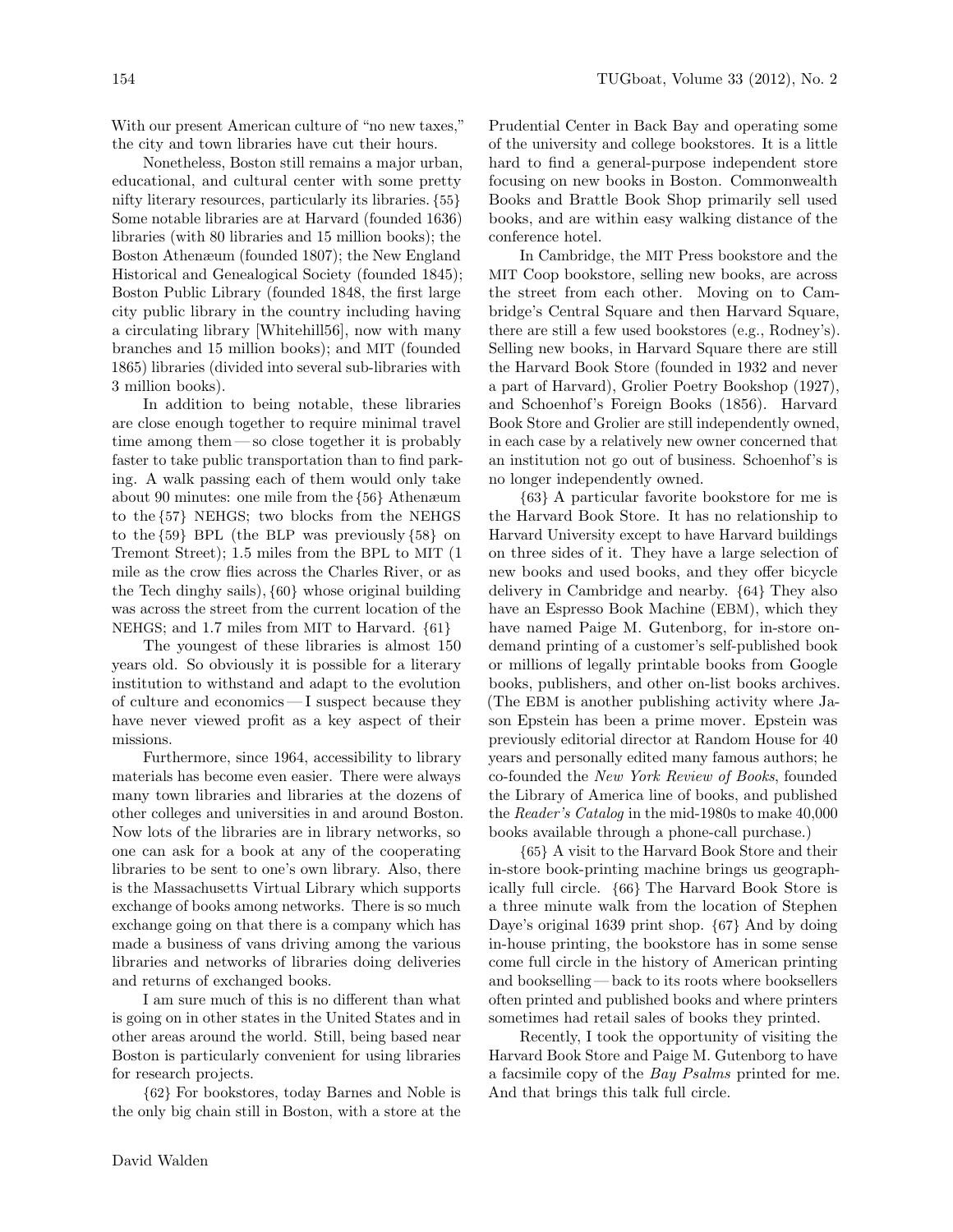With our present American culture of "no new taxes," the city and town libraries have cut their hours.

Nonetheless, Boston still remains a major urban, educational, and cultural center with some pretty nifty literary resources, particularly its libraries. {55} Some notable libraries are at Harvard (founded 1636) libraries (with 80 libraries and 15 million books); the Boston Athenæum (founded 1807); the New England Historical and Genealogical Society (founded 1845); Boston Public Library (founded 1848, the first large city public library in the country including having a circulating library [Whitehill56], now with many branches and 15 million books); and MIT (founded 1865) libraries (divided into several sub-libraries with 3 million books).

In addition to being notable, these libraries are close enough together to require minimal travel time among them — so close together it is probably faster to take public transportation than to find parking. A walk passing each of them would only take about 90 minutes: one mile from the {56} Athenæum to the {57} NEHGS; two blocks from the NEHGS to the {59} BPL (the BLP was previously {58} on Tremont Street); 1.5 miles from the BPL to MIT (1 mile as the crow flies across the Charles River, or as the Tech dinghy sails), {60} whose original building was across the street from the current location of the NEHGS; and 1.7 miles from MIT to Harvard. {61}

The youngest of these libraries is almost 150 years old. So obviously it is possible for a literary institution to withstand and adapt to the evolution of culture and economics — I suspect because they have never viewed profit as a key aspect of their missions.

Furthermore, since 1964, accessibility to library materials has become even easier. There were always many town libraries and libraries at the dozens of other colleges and universities in and around Boston. Now lots of the libraries are in library networks, so one can ask for a book at any of the cooperating libraries to be sent to one's own library. Also, there is the Massachusetts Virtual Library which supports exchange of books among networks. There is so much exchange going on that there is a company which has made a business of vans driving among the various libraries and networks of libraries doing deliveries and returns of exchanged books.

I am sure much of this is no different than what is going on in other states in the United States and in other areas around the world. Still, being based near Boston is particularly convenient for using libraries for research projects.

{62} For bookstores, today Barnes and Noble is the only big chain still in Boston, with a store at the Prudential Center in Back Bay and operating some of the university and college bookstores. It is a little hard to find a general-purpose independent store focusing on new books in Boston. Commonwealth Books and Brattle Book Shop primarily sell used books, and are within easy walking distance of the conference hotel.

In Cambridge, the MIT Press bookstore and the MIT Coop bookstore, selling new books, are across the street from each other. Moving on to Cambridge's Central Square and then Harvard Square, there are still a few used bookstores (e.g., Rodney's). Selling new books, in Harvard Square there are still the Harvard Book Store (founded in 1932 and never a part of Harvard), Grolier Poetry Bookshop (1927), and Schoenhof's Foreign Books (1856). Harvard Book Store and Grolier are still independently owned, in each case by a relatively new owner concerned that an institution not go out of business. Schoenhof's is no longer independently owned.

{63} A particular favorite bookstore for me is the Harvard Book Store. It has no relationship to Harvard University except to have Harvard buildings on three sides of it. They have a large selection of new books and used books, and they offer bicycle delivery in Cambridge and nearby. {64} They also have an Espresso Book Machine (EBM), which they have named Paige M. Gutenborg, for in-store on-demand printing of a customer's self-published book or millions of legally printable books from Google books, publishers, and other on-list books archives. (The EBM is another publishing activity where Jason Epstein has been a prime mover. Epstein was previously editorial director at Random House for 40 years and personally edited many famous authors; he co-founded the *New York Review of Books*, founded the Library of America line of books, and published the *Reader's Catalog* in the mid-1980s to make 40,000 books available through a phone-call purchase.)

{65} A visit to the Harvard Book Store and their in-store book-printing machine brings us geographically full circle. {66} The Harvard Book Store is a three minute walk from the location of Stephen Daye's original 1639 print shop. {67} And by doing in-house printing, the bookstore has in some sense come full circle in the history of American printing and bookselling — back to its roots where booksellers often printed and published books and where printers sometimes had retail sales of books they printed.

Recently, I took the opportunity of visiting the Harvard Book Store and Paige M. Gutenborg to have a facsimile copy of the *Bay Psalms* printed for me. And that brings this talk full circle.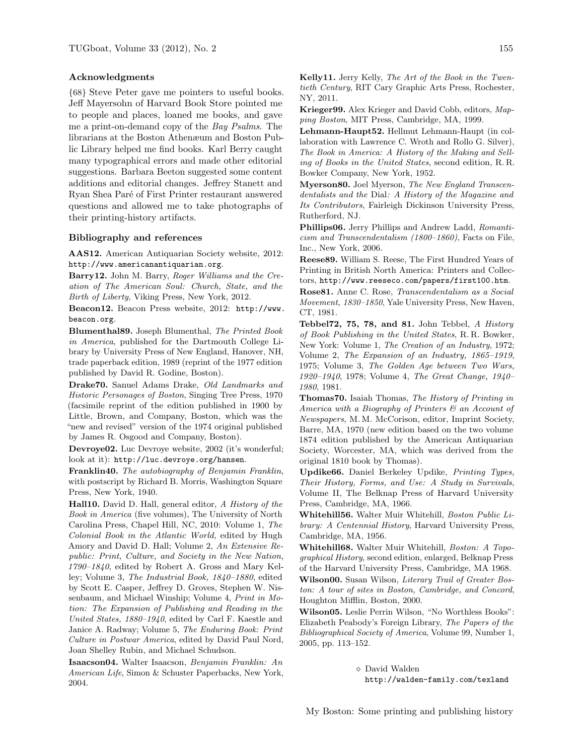### Acknowledgments

{68} Steve Peter gave me pointers to useful books. Jeff Mayersohn of Harvard Book Store pointed me to people and places, loaned me books, and gave me a print-on-demand copy of the *Bay Psalms*. The librarians at the Boston Athenæum and Boston Public Library helped me find books. Karl Berry caught many typographical errors and made other editorial suggestions. Barbara Beeton suggested some content additions and editorial changes. Jeffrey Stanett and Ryan Shea Paré of First Printer restaurant answered questions and allowed me to take photographs of their printing-history artifacts.

### Bibliography and references

**AAS12.** American Antiquarian Society website, 2012: `http://www.americanantiquarian.org`.

**Barry12.** John M. Barry, *Roger Williams and the Creation of The American Soul: Church, State, and the Birth of Liberty*, Viking Press, New York, 2012.

**Beacon12.** Beacon Press website, 2012: `http://www.beacon.org`.

**Blumenthal89.** Joseph Blumenthal, *The Printed Book in America*, published for the Dartmouth College Library by University Press of New England, Hanover, NH, trade paperback edition, 1989 (reprint of the 1977 edition published by David R. Godine, Boston).

**Drake70.** Sanuel Adams Drake, *Old Landmarks and Historic Personages of Boston*, Singing Tree Press, 1970 (facsimile reprint of the edition published in 1900 by Little, Brown, and Company, Boston, which was the "new and revised" version of the 1974 original published by James R. Osgood and Company, Boston).

**Devroye02.** Luc Devroye website, 2002 (it's wonderful; look at it): `http://luc.devroye.org/hansen`.

**Franklin40.** *The autobiography of Benjamin Franklin*, with postscript by Richard B. Morris, Washington Square Press, New York, 1940.

**Hall10.** David D. Hall, general editor, *A History of the Book in America* (five volumes), The University of North Carolina Press, Chapel Hill, NC, 2010: Volume 1, *The Colonial Book in the Atlantic World*, edited by Hugh Amory and David D. Hall; Volume 2, *An Extensive Republic: Print, Culture, and Society in the New Nation, 1790–1840*, edited by Robert A. Gross and Mary Kelley; Volume 3, *The Industrial Book, 1840–1880*, edited by Scott E. Casper, Jeffrey D. Groves, Stephen W. Nissenbaum, and Michael Winship; Volume 4, *Print in Motion: The Expansion of Publishing and Reading in the United States, 1880–1940*, edited by Carl F. Kaestle and Janice A. Radway; Volume 5, *The Enduring Book: Print Culture in Postwar America*, edited by David Paul Nord, Joan Shelley Rubin, and Michael Schudson.

**Isaacson04.** Walter Isaacson, *Benjamin Franklin: An American Life*, Simon & Schuster Paperbacks, New York, 2004.

**Kelly11.** Jerry Kelly, *The Art of the Book in the Twentieth Century*, RIT Cary Graphic Arts Press, Rochester, NY, 2011.

**Krieger99.** Alex Krieger and David Cobb, editors, *Mapping Boston*, MIT Press, Cambridge, MA, 1999.

**Lehmann-Haupt52.** Hellmut Lehmann-Haupt (in collaboration with Lawrence C. Wroth and Rollo G. Silver), *The Book in America: A History of the Making and Selling of Books in the United States*, second edition, R. R. Bowker Company, New York, 1952.

**Myerson80.** Joel Myerson, *The New England Transcendentalists and the* Dial*: A History of the Magazine and Its Contributors*, Fairleigh Dickinson University Press, Rutherford, NJ.

**Phillips06.** Jerry Phillips and Andrew Ladd, *Romanticism and Transcendentalism (1800–1860)*, Facts on File, Inc., New York, 2006.

**Reese89.** William S. Reese, The First Hundred Years of Printing in British North America: Printers and Collectors, `http://www.reeseco.com/papers/first100.htm`.

**Rose81.** Anne C. Rose, *Transcendentalism as a Social Movement, 1830–1850*, Yale University Press, New Haven, CT, 1981.

**Tebbel72, 75, 78, and 81.** John Tebbel, *A History of Book Publishing in the United States*, R. R. Bowker, New York: Volume 1, *The Creation of an Industry*, 1972; Volume 2, *The Expansion of an Industry, 1865–1919*, 1975; Volume 3, *The Golden Age between Two Wars, 1920–1940*, 1978; Volume 4, *The Great Change, 1940–1980*, 1981.

**Thomas70.** Isaiah Thomas, *The History of Printing in America with a Biography of Printers & an Account of Newspapers*, M. M. McCorison, editor, Imprint Society, Barre, MA, 1970 (new edition based on the two volume 1874 edition published by the American Antiquarian Society, Worcester, MA, which was derived from the original 1810 book by Thomas).

**Updike66.** Daniel Berkeley Updike, *Printing Types, Their History, Forms, and Use: A Study in Survivals*, Volume II, The Belknap Press of Harvard University Press, Cambridge, MA, 1966.

**Whitehill56.** Walter Muir Whitehill, *Boston Public Library: A Centennial History*, Harvard University Press, Cambridge, MA, 1956.

**Whitehill68.** Walter Muir Whitehill, *Boston: A Topographical History*, second edition, enlarged, Belknap Press of the Harvard University Press, Cambridge, MA 1968.

**Wilson00.** Susan Wilson, *Literary Trail of Greater Boston: A tour of sites in Boston, Cambridge, and Concord*, Houghton Mifflin, Boston, 2000.

**Wilson05.** Leslie Perrin Wilson, "No Worthless Books": Elizabeth Peabody's Foreign Library, *The Papers of the Bibliographical Society of America*, Volume 99, Number 1, 2005, pp. 113–152.

⋄ David Walden
`http://walden-family.com/texland`